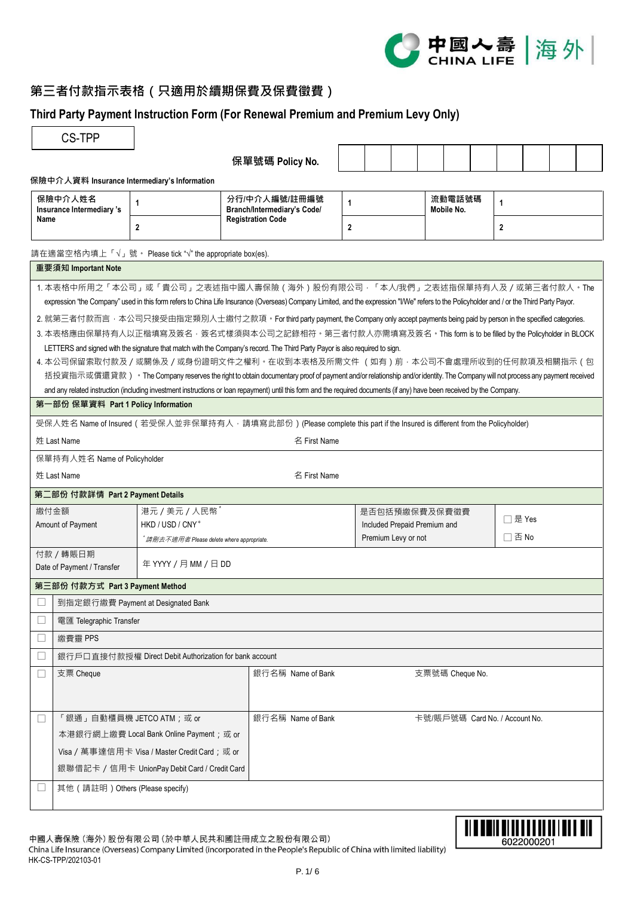# 第三者付款指示表格（只適用於續期保費及保費徵費）

## Third Party Payment Instruction Form (For Renewal Premium and Premium Levy Only)

CS-TPP

保單號碼 Policy No.

保險中介人資料 Insurance Intermediary's Information

| 保險中介人姓名 Insurance Intermediary 's Name | 1 | 分行/中介人編號/註冊編號 Branch/Intermediary's Code/ Registration Code | 1 | 流動電話號碼 Mobile No. | 1 |
|---|---|---|---|---|---|
| | 2 | | 2 | | 2 |

請在適當空格內填上「√」號。 Please tick "√" the appropriate box(es).

**重要須知 Important Note**

1. 本表格中所用之「本公司」或「貴公司」之表述指中國人壽保險（海外）股份有限公司，「本人/我們」之表述指保單持有人及／或第三者付款人。The expression "the Company" used in this form refers to China Life Insurance (Overseas) Company Limited, and the expression "I/We" refers to the Policyholder and / or the Third Party Payor.
2. 就第三者付款而言，本公司只接受由指定類別人士繳付之款項。For third party payment, the Company only accept payments being paid by person in the specified categories.
3. 本表格應由保單持有人以正楷填寫及簽名，簽名式樣須與本公司之記錄相符。第三者付款人亦需填寫及簽名。This form is to be filled by the Policyholder in BLOCK LETTERS and signed with the signature that match with the Company's record. The Third Party Payor is also required to sign.
4. 本公司保留索取付款及／或關係及／或身份證明文件之權利。在收到本表格及所需文件（如有）前，本公司不會處理所收到的任何款項及相關指示（包括投資指示或償還貸款）。The Company reserves the right to obtain documentary proof of payment and/or relationship and/or identity. The Company will not process any payment received and any related instruction (including investment instructions or loan repayment) until this form and the required documents (if any) have been received by the Company.

**第一部份 保單資料 Part 1 Policy Information**

受保人姓名 Name of Insured（若受保人並非保單持有人，請填寫此部份）(Please complete this part if the Insured is different from the Policyholder)

| 姓 Last Name | 名 First Name |
|---|---|

保單持有人姓名 Name of Policyholder

| 姓 Last Name | 名 First Name |
|---|---|

**第二部份 付款詳情 Part 2 Payment Details**

| 繳付金額 Amount of Payment | 港元 / 美元 / 人民幣* HKD / USD / CNY* *請刪去不適用者 Please delete where appropriate. | 是否包括預繳保費及保費徵費 Included Prepaid Premium and Premium Levy or not | ☐ 是 Yes ☐ 否 No |
|---|---|---|---|
| 付款 / 轉賬日期 Date of Payment / Transfer | 年 YYYY / 月 MM / 日 DD | | |

**第三部份 付款方式 Part 3 Payment Method**

| | | | |
|---|---|---|---|
| ☐ | 到指定銀行繳費 Payment at Designated Bank | | |
| ☐ | 電匯 Telegraphic Transfer | | |
| ☐ | 繳費靈 PPS | | |
| ☐ | 銀行戶口直接付款授權 Direct Debit Authorization for bank account | | |
| ☐ | 支票 Cheque | 銀行名稱 Name of Bank | 支票號碼 Cheque No. |
| ☐ | 「銀通」自動櫃員機 JETCO ATM；或 or<br>本港銀行網上繳費 Local Bank Online Payment；或 or<br>Visa / 萬事達信用卡 Visa / Master Credit Card；或 or<br>銀聯借記卡 / 信用卡 UnionPay Debit Card / Credit Card | 銀行名稱 Name of Bank | 卡號/賬戶號碼 Card No. / Account No. |
| ☐ | 其他（請註明）Others (Please specify) | | |

中國人壽保險（海外）股份有限公司（於中華人民共和國註冊成立之股份有限公司）
China Life Insurance (Overseas) Company Limited (incorporated in the People's Republic of China with limited liability)
HK-CS-TPP/202103-01

6022000201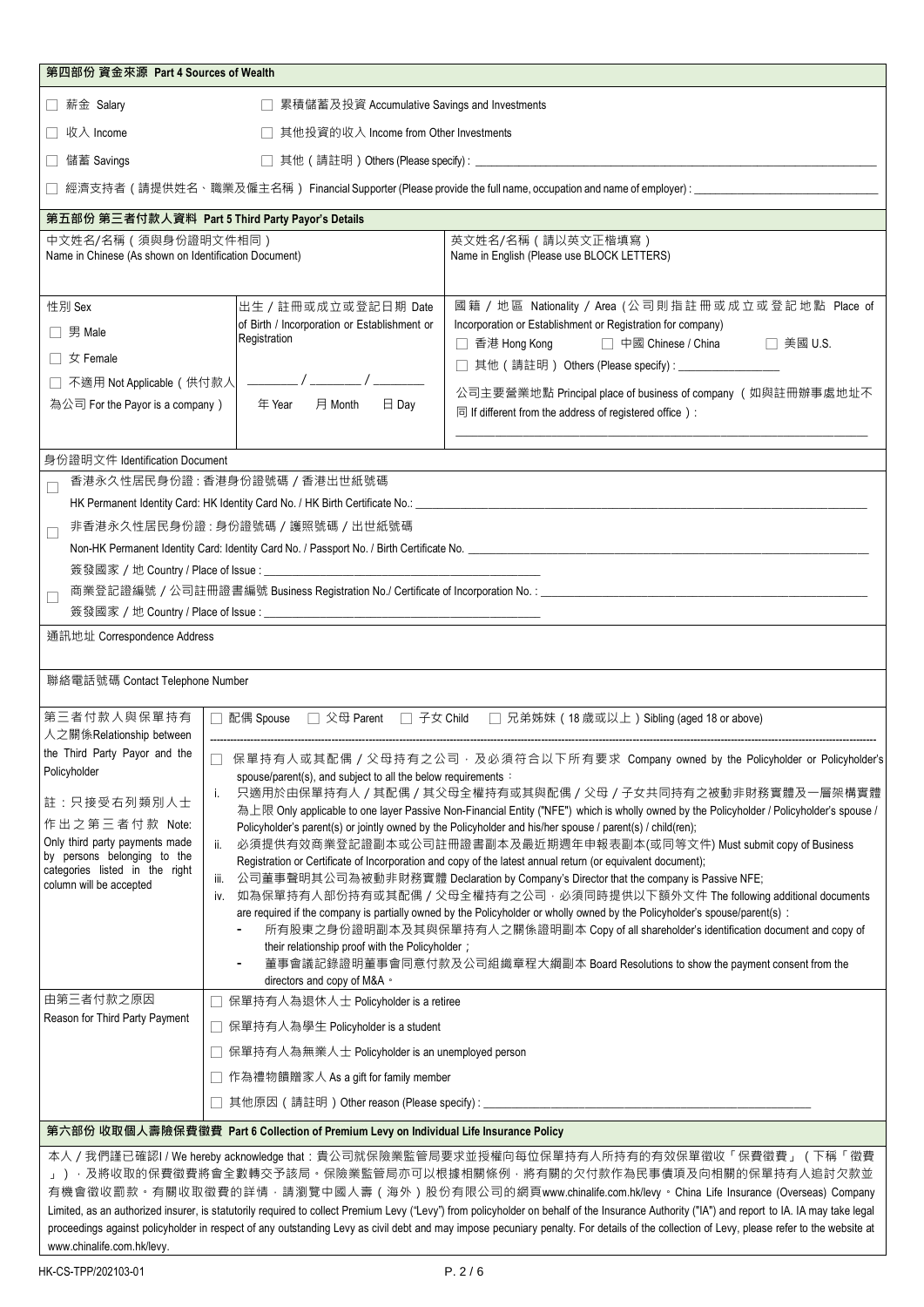## 第四部份 資金來源 Part 4 Sources of Wealth

- ☐ 薪金 Salary
- ☐ 累積儲蓄及投資 Accumulative Savings and Investments
- ☐ 收入 Income
- ☐ 其他投資的收入 Income from Other Investments
- ☐ 儲蓄 Savings
- ☐ 其他（請註明）Others (Please specify) : ____________
- ☐ 經濟支持者（請提供姓名、職業及僱主名稱）Financial Supporter (Please provide the full name, occupation and name of employer) : ____________

## 第五部份 第三者付款人資料 Part 5 Third Party Payor's Details

| 中文姓名/名稱（須與身份證明文件相同）<br>Name in Chinese (As shown on Identification Document) | | 英文姓名/名稱（請以英文正楷填寫）<br>Name in English (Please use BLOCK LETTERS) |
|---|---|---|
| 性別 Sex<br>☐ 男 Male<br>☐ 女 Female<br>☐ 不適用 Not Applicable（供付款人為公司 For the Payor is a company） | 出生 / 註冊或成立或登記日期 Date of Birth / Incorporation or Establishment or Registration<br>______ / ______ / ______<br>年 Year 月 Month 日 Day | 國籍 / 地區 Nationality / Area (公司則指註冊或成立或登記地點 Place of Incorporation or Establishment or Registration for company)<br>☐ 香港 Hong Kong ☐ 中國 Chinese / China ☐ 美國 U.S.<br>☐ 其他（請註明）Others (Please specify) : ____________<br>公司主要營業地點 Principal place of business of company（如與註冊辦事處地址不同 If different from the address of registered office）:<br>____________ |

**身份證明文件 Identification Document**

- ☐ 香港永久性居民身份證：香港身份證號碼 / 香港出世紙號碼<br>HK Permanent Identity Card: HK Identity Card No. / HK Birth Certificate No.: ____________
- ☐ 非香港永久性居民身份證：身份證號碼 / 護照號碼 / 出世紙號碼<br>Non-HK Permanent Identity Card: Identity Card No. / Passport No. / Birth Certificate No. ____________<br>簽發國家 / 地 Country / Place of Issue : ____________
- ☐ 商業登記證編號 / 公司註冊證書編號 Business Registration No./ Certificate of Incorporation No. : ____________<br>簽發國家 / 地 Country / Place of Issue : ____________

**通訊地址 Correspondence Address**

**聯絡電話號碼 Contact Telephone Number**

| 第三者付款人與保單持有人之關係Relationship between the Third Party Payor and the Policyholder<br><br>註：只接受右列類別人士作出之第三者付款 Note: Only third party payments made by persons belonging to the categories listed in the right column will be accepted | ☐ 配偶 Spouse ☐ 父母 Parent ☐ 子女 Child ☐ 兄弟姊妹（18 歲或以上）Sibling (aged 18 or above)<br><br>☐ 保單持有人或其配偶 / 父母持有之公司，及必須符合以下所有要求 Company owned by the Policyholder or Policyholder's spouse/parent(s), and subject to all the below requirements：<br>i. 只適用於由保單持有人 / 其配偶 / 其父母全權持有或其與配偶 / 父母 / 子女共同持有之被動非財務實體及一層架構實體為上限 Only applicable to one layer Passive Non-Financial Entity ("NFE") which is wholly owned by the Policyholder / Policyholder's spouse / Policyholder's parent(s) or jointly owned by the Policyholder and his/her spouse / parent(s) / child(ren);<br>ii. 必須提供有效商業登記證副本或公司註冊證書副本及最近期週年申報表副本(或同等文件) Must submit copy of Business Registration or Certificate of Incorporation and copy of the latest annual return (or equivalent document);<br>iii. 公司董事聲明其公司為被動非財務實體 Declaration by Company's Director that the company is Passive NFE;<br>iv. 如為保單持有人部份持有或其配偶 / 父母全權持有之公司，必須同時提供以下額外文件 The following additional documents are required if the company is partially owned by the Policyholder or wholly owned by the Policyholder's spouse/parent(s)：<br>- 所有股東之身份證明副本及其與保單持有人之關係證明副本 Copy of all shareholder's identification document and copy of their relationship proof with the Policyholder；<br>- 董事會議記錄證明董事會同意付款及公司組織章程大綱副本 Board Resolutions to show the payment consent from the directors and copy of M&A。 |
|---|---|
| 由第三者付款之原因<br>Reason for Third Party Payment | ☐ 保單持有人為退休人士 Policyholder is a retiree<br>☐ 保單持有人為學生 Policyholder is a student<br>☐ 保單持有人為無業人士 Policyholder is an unemployed person<br>☐ 作為禮物餽贈家人 As a gift for family member<br>☐ 其他原因（請註明）Other reason (Please specify) : ____________ |

## 第六部份 收取個人壽險保費徵費 Part 6 Collection of Premium Levy on Individual Life Insurance Policy

本人 / 我們謹已確認I / We hereby acknowledge that：貴公司就保險業監管局要求並授權向每位保單持有人所持有的有效保單徵收「保費徵費」（下稱「徵費」），及將收取的保費徵費將會全數轉交予該局。保險業監管局亦可以根據相關條例，將有關的欠付款作為民事債項及向相關的保單持有人追討欠款並有機會徵收罰款。有關收取徵費的詳情，請瀏覽中國人壽（海外）股份有限公司的網頁www.chinalife.com.hk/levy。China Life Insurance (Overseas) Company Limited, as an authorized insurer, is statutorily required to collect Premium Levy ("Levy") from policyholder on behalf of the Insurance Authority ("IA") and report to IA. IA may take legal proceedings against policyholder in respect of any outstanding Levy as civil debt and may impose pecuniary penalty. For details of the collection of Levy, please refer to the website at www.chinalife.com.hk/levy.

HK-CS-TPP/202103-01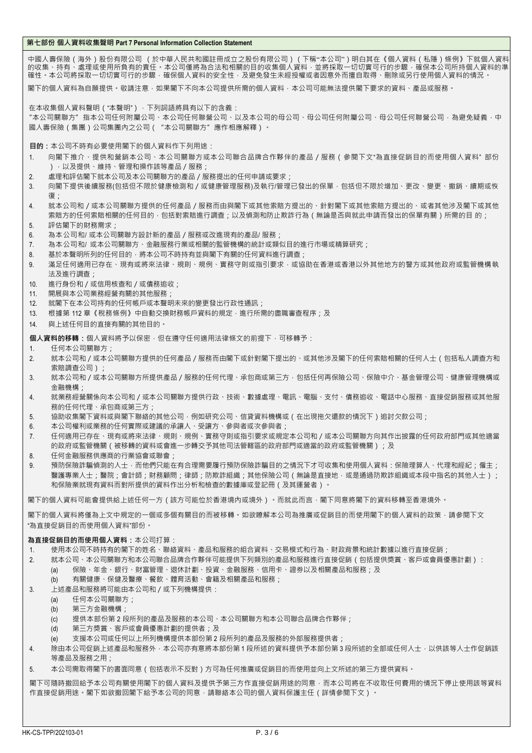## 第七部份 個人資料收集聲明 Part 7 Personal Information Collection Statement

中國人壽保險（海外）股份有限公司 （於中華人民共和國註冊成立之股份有限公司）（下稱"本公司"）明白其在《個人資料（私隱）條例》下就個人資料的收集、持有、處理或使用所負有的責任。本公司僅將為合法和相關的目的收集個人資料，並將採取一切切實可行的步驟，確保本公司所持個人資料的準確性。本公司將採取一切切實可行的步驟，確保個人資料的安全性，及避免發生未經授權或者因意外而擅自取得、刪除或另行使用個人資料的情況。

閣下的個人資料為自願提供。敬請注意，如果閣下不向本公司提供所需的個人資料，本公司可能無法提供閣下要求的資料、產品或服務。

在本收集個人資料聲明（"本聲明"），下列詞語將具有以下的含義：
"本公司關聯方" 指本公司任何附屬公司、本公司任何聯營公司、以及本公司的母公司、母公司任何附屬公司、母公司任何聯營公司，為避免疑義，中國人壽保險（集團）公司集團內之公司（ "本公司關聯方" 應作相應解釋）。

**目的：**本公司不時有必要使用閣下的個人資料作下列用途：

1. 向閣下推介、提供和營銷本公司、本公司關聯方或本公司聯合品牌合作夥伴的產品／服務（參閱下文"為直接促銷目的而使用個人資料" 部份），以及提供、維持、管理和操作該等產品／服務；
2. 處理和評估閣下就本公司及本公司關聯方的產品／服務提出的任何申請或要求；
3. 向閣下提供後續服務(包括但不限於健康檢測和／或健康管理服務)及執行/管理已發出的保單，包括但不限於增加、更改、變更、撤銷、續期或恢復；
4. 就本公司和／或本公司關聯方提供的任何產品／服務而由與閣下或其他索賠方提出的、針對閣下或其他索賠方提出的、或者其他涉及閣下或其他索賠方的任何索賠相關的任何目的，包括對索賠進行調查；以及偵測和防止欺詐行為（無論是否與就此申請而發出的保單有關）所需的目 的；
5. 評估閣下的財務需求；
6. 為本公司和/ 或本公司關聯方設計新的產品／服務或改進現有的產品/ 服務；
7. 為本公司和/ 或本公司關聯方、金融服務行業或相關的監管機構的統計或類似目的進行市場或精算研究；
8. 基於本聲明所列的任何目的，將本公司不時持有並與閣下有關的任何資料進行調查；
9. 滿足任何適用已存在、現有或將來法律、規則、規例、實務守則或指引要求，或協助在香港或香港以外其他地方的警方或其他政府或監管機構執法及進行調查；
10. 進行身份和／或信用核查和／或債務追收；
11. 開展與本公司業務經營有關的其他服務；
12. 就閣下在本公司持有的任何帳戶或本聲明未來的變更發出行政性通訊；
13. 根據第 112 章《稅務條例》中自動交換財務帳戶資料的規定，進行所需的盡職審查程序；及
14. 與上述任何目的直接有關的其他目的。

**個人資料的移轉：**個人資料將予以保密，但在遵守任何適用法律條文的前提下，可移轉予：

1. 任何本公司關聯方；
2. 就本公司和／或本公司關聯方提供的任何產品／服務而由閣下或針對閣下提出的、或其他涉及閣下的任何索賠相關的任何人士（包括私人調查方和索賠調查公司）；
3. 就本公司和／或本公司關聯方所提供產品／服務的任何代理、承包商或第三方，包括任何再保險公司、保險中介、基金管理公司、健康管理機構或金融機構；
4. 就業務經營關係向本公司和／或本公司關聯方提供行政、技術、數據處理、電訊、電腦、支付、債務追收、電話中心服務、直接促銷服務或其他服務的任何代理、承包商或第三方；
5. 協助收集閣下資料或與閣下聯絡的其他公司，例如研究公司、信貸資料機構或（在出現拖欠還款的情況下）追討欠款公司；
6. 本公司權利或業務的任何實際或建議的承讓人、受讓方、參與者或次參與者；
7. 任何適用已存在、現有或將來法律、規則、規例、實務守則或指引要求或規定本公司和／或本公司關聯方向其作出披露的任何政府部門或其他適當的政府或監管機關（被移轉的資料或會進一步轉交予其他司法管轄區的政府部門或適當的政府或監管機關）；及
8. 任何金融服務供應商的行業協會或聯會；
9. 預防保險詐騙偵測的人士，而他們只能在有合理需要履行預防保險詐騙目的之情況下才可收集和使用個人資料：保險理算人、代理和經紀；僱主；醫護專業人士；醫院；會計師；財務顧問；律師；防欺詐組織；其他保險公司（無論是直接地，或是通過防欺詐組織或本段中指名的其他人士）；和保險業就現有資料而對所提供的資料作出分析和檢查的數據庫或登記冊（及其運營者）。

閣下的個人資料可能會提供給上述任何一方（該方可能位於香港境內或境外）。而就此而言，閣下同意將閣下的資料移轉至香港境外。

閣下的個人資料將僅為上文中規定的一個或多個有關目的而被移轉。如欲瞭解本公司為推廣或促銷目的而使用閣下的個人資料的政策，請參閱下文 "為直接促銷目的而使用個人資料"部份。

**為直接促銷目的而使用個人資料：**本公司打算：

1. 使用本公司不時持有的閣下的姓名、聯絡資料、產品和服務的組合資料、交易模式和行為、財政背景和統計數據以進行直接促銷；
2. 就本公司、本公司關聯方和本公司聯合品牌合作夥伴可能提供下列類別的產品和服務進行直接促銷（包括提供獎賞、客戶或會員優惠計劃）：
   (a) 保險、年金、銀行、財富管理、退休計劃、投資、金融服務、信用卡、證券以及相關產品和服務；及
   (b) 有關健康、保健及醫療、餐飲、體育活動、會籍及相關產品和服務；
3. 上述產品和服務將可能由本公司和／或下列機構提供：
   (a) 任何本公司關聯方；
   (b) 第三方金融機構；
   (c) 提供本部份第 2 段所列的產品及服務的本公司、本公司關聯方和本公司聯合品牌合作夥伴；
   (d) 第三方獎賞、客戶或會員優惠計劃的提供者；及
   (e) 支援本公司或任何以上所列機構提供本部份第 2 段所列的產品及服務的外部服務提供者；
4. 除由本公司促銷上述產品和服務外，本公司亦有意將本部份第 1 段所述的資料提供予本部份第 3 段所述的全部或任何人士，以供該等人士作促銷該等產品及服務之用；
5. 本公司需取得閣下的書面同意（包括表示不反對）方可為任何推廣或促銷目的而使用並向上文所述的第三方提供資料。

閣下可隨時撤回給予本公司有關使用閣下的個人資料及提供予第三方作直接促銷用途的同意，而本公司將在不收取任何費用的情況下停止使用該等資料作直接促銷用途。閣下如欲撤回閣下給予本公司的同意，請聯絡本公司的個人資料保護主任（詳情參閱下文）。

HK-CS-TPP/202103-01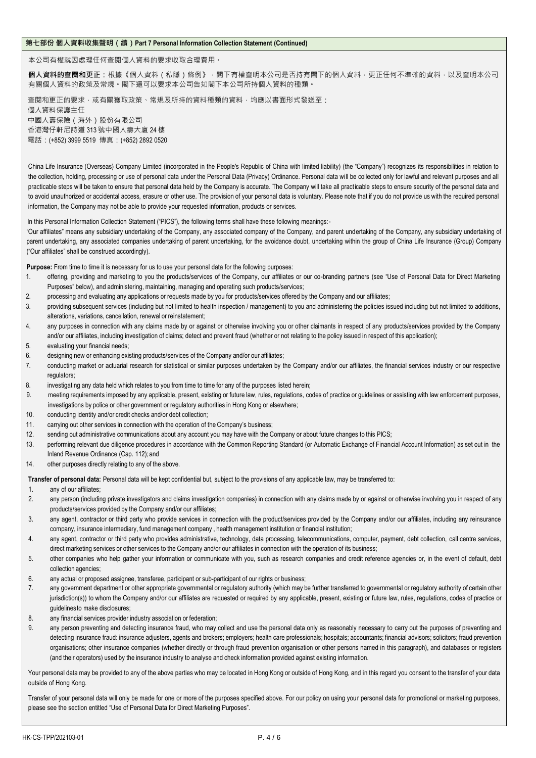## 第七部份 個人資料收集聲明（續）Part 7 Personal Information Collection Statement (Continued)

本公司有權就因處理任何查閱個人資料的要求收取合理費用。

**個人資料的查閱和更正：**根據《個人資料（私隱）條例》，閣下有權查明本公司是否持有閣下的個人資料，更正任何不準確的資料，以及查明本公司有關個人資料的政策及常規。閣下還可以要求本公司告知閣下本公司所持個人資料的種類。

查閱和更正的要求，或有關獲取政策、常規及所持的資料種類的資料，均應以書面形式發送至：
個人資料保護主任
中國人壽保險（海外）股份有限公司
香港灣仔軒尼詩道 313 號中國人壽大廈 24 樓
電話：(+852) 3999 5519 傳真：(+852) 2892 0520

China Life Insurance (Overseas) Company Limited (incorporated in the People's Republic of China with limited liability) (the "Company") recognizes its responsibilities in relation to the collection, holding, processing or use of personal data under the Personal Data (Privacy) Ordinance. Personal data will be collected only for lawful and relevant purposes and all practicable steps will be taken to ensure that personal data held by the Company is accurate. The Company will take all practicable steps to ensure security of the personal data and to avoid unauthorized or accidental access, erasure or other use. The provision of your personal data is voluntary. Please note that if you do not provide us with the required personal information, the Company may not be able to provide your requested information, products or services.

In this Personal Information Collection Statement ("PICS"), the following terms shall have these following meanings:-

"Our affiliates" means any subsidiary undertaking of the Company, any associated company of the Company, and parent undertaking of the Company, any subsidiary undertaking of parent undertaking, any associated companies undertaking of parent undertaking, for the avoidance doubt, undertaking within the group of China Life Insurance (Group) Company ("Our affiliates" shall be construed accordingly).

**Purpose:** From time to time it is necessary for us to use your personal data for the following purposes:

1. offering, providing and marketing to you the products/services of the Company, our affiliates or our co-branding partners (see "Use of Personal Data for Direct Marketing Purposes" below), and administering, maintaining, managing and operating such products/services;
2. processing and evaluating any applications or requests made by you for products/services offered by the Company and our affiliates;
3. providing subsequent services (including but not limited to health inspection / management) to you and administering the policies issued including but not limited to additions, alterations, variations, cancellation, renewal or reinstatement;
4. any purposes in connection with any claims made by or against or otherwise involving you or other claimants in respect of any products/services provided by the Company and/or our affiliates, including investigation of claims; detect and prevent fraud (whether or not relating to the policy issued in respect of this application);
5. evaluating your financial needs;
6. designing new or enhancing existing products/services of the Company and/or our affiliates;
7. conducting market or actuarial research for statistical or similar purposes undertaken by the Company and/or our affiliates, the financial services industry or our respective regulators;
8. investigating any data held which relates to you from time to time for any of the purposes listed herein;
9. meeting requirements imposed by any applicable, present, existing or future law, rules, regulations, codes of practice or guidelines or assisting with law enforcement purposes, investigations by police or other government or regulatory authorities in Hong Kong or elsewhere;
10. conducting identity and/or credit checks and/or debt collection;
11. carrying out other services in connection with the operation of the Company's business;
12. sending out administrative communications about any account you may have with the Company or about future changes to this PICS;
13. performing relevant due diligence procedures in accordance with the Common Reporting Standard (or Automatic Exchange of Financial Account Information) as set out in the Inland Revenue Ordinance (Cap. 112); and
14. other purposes directly relating to any of the above.

**Transfer of personal data:** Personal data will be kept confidential but, subject to the provisions of any applicable law, may be transferred to:

1. any of our affiliates;
2. any person (including private investigators and claims investigation companies) in connection with any claims made by or against or otherwise involving you in respect of any products/services provided by the Company and/or our affiliates;
3. any agent, contractor or third party who provide services in connection with the product/services provided by the Company and/or our affiliates, including any reinsurance company, insurance intermediary, fund management company , health management institution or financial institution;
4. any agent, contractor or third party who provides administrative, technology, data processing, telecommunications, computer, payment, debt collection, call centre services, direct marketing services or other services to the Company and/or our affiliates in connection with the operation of its business;
5. other companies who help gather your information or communicate with you, such as research companies and credit reference agencies or, in the event of default, debt collection agencies;
6. any actual or proposed assignee, transferee, participant or sub-participant of our rights or business;
7. any government department or other appropriate governmental or regulatory authority (which may be further transferred to governmental or regulatory authority of certain other jurisdiction(s)) to whom the Company and/or our affiliates are requested or required by any applicable, present, existing or future law, rules, regulations, codes of practice or guidelinesto make disclosures;
8. any financial services provider industry association or federation;
9. any person preventing and detecting insurance fraud, who may collect and use the personal data only as reasonably necessary to carry out the purposes of preventing and detecting insurance fraud: insurance adjusters, agents and brokers; employers; health care professionals; hospitals; accountants; financial advisors; solicitors; fraud prevention organisations; other insurance companies (whether directly or through fraud prevention organisation or other persons named in this paragraph), and databases or registers (and their operators) used by the insurance industry to analyse and check information provided against existing information.

Your personal data may be provided to any of the above parties who may be located in Hong Kong or outside of Hong Kong, and in this regard you consent to the transfer of your data outside of Hong Kong.

Transfer of your personal data will only be made for one or more of the purposes specified above. For our policy on using your personal data for promotional or marketing purposes, please see the section entitled "Use of Personal Data for Direct Marketing Purposes".

HK-CS-TPP/202103-01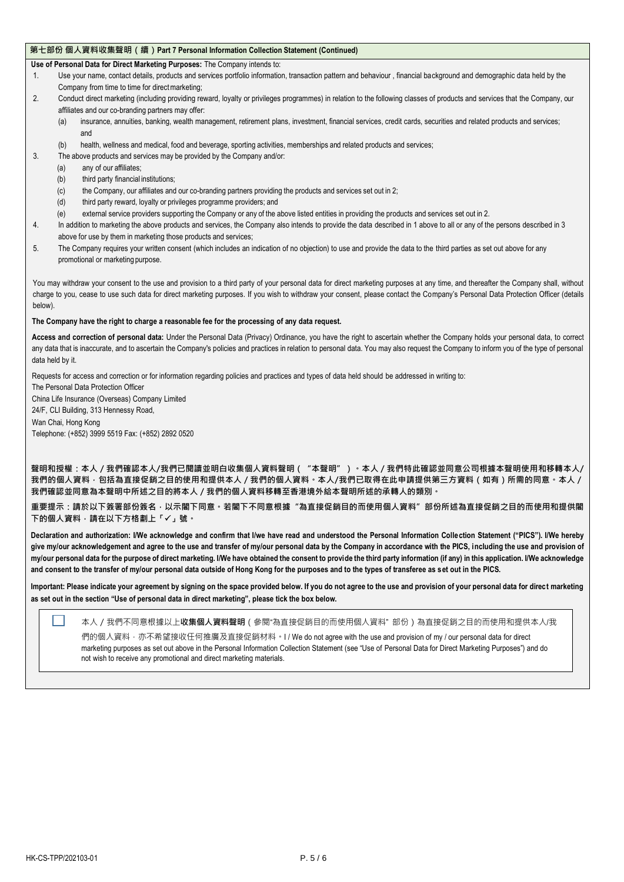## 第七部份 個人資料收集聲明（續）Part 7 Personal Information Collection Statement (Continued)

**Use of Personal Data for Direct Marketing Purposes:** The Company intends to:

1. Use your name, contact details, products and services portfolio information, transaction pattern and behaviour , financial background and demographic data held by the Company from time to time for direct marketing;
2. Conduct direct marketing (including providing reward, loyalty or privileges programmes) in relation to the following classes of products and services that the Company, our affiliates and our co-branding partners may offer:
   - (a) insurance, annuities, banking, wealth management, retirement plans, investment, financial services, credit cards, securities and related products and services; and
   - (b) health, wellness and medical, food and beverage, sporting activities, memberships and related products and services;
3. The above products and services may be provided by the Company and/or:
   - (a) any of our affiliates;
   - (b) third party financial institutions;
   - (c) the Company, our affiliates and our co-branding partners providing the products and services set out in 2;
   - (d) third party reward, loyalty or privileges programme providers; and
   - (e) external service providers supporting the Company or any of the above listed entities in providing the products and services set out in 2.
4. In addition to marketing the above products and services, the Company also intends to provide the data described in 1 above to all or any of the persons described in 3 above for use by them in marketing those products and services;
5. The Company requires your written consent (which includes an indication of no objection) to use and provide the data to the third parties as set out above for any promotional or marketing purpose.

You may withdraw your consent to the use and provision to a third party of your personal data for direct marketing purposes at any time, and thereafter the Company shall, without charge to you, cease to use such data for direct marketing purposes. If you wish to withdraw your consent, please contact the Company's Personal Data Protection Officer (details below).

**The Company have the right to charge a reasonable fee for the processing of any data request.**

**Access and correction of personal data:** Under the Personal Data (Privacy) Ordinance, you have the right to ascertain whether the Company holds your personal data, to correct any data that is inaccurate, and to ascertain the Company's policies and practices in relation to personal data. You may also request the Company to inform you of the type of personal data held by it.

Requests for access and correction or for information regarding policies and practices and types of data held should be addressed in writing to:

The Personal Data Protection Officer
China Life Insurance (Overseas) Company Limited
24/F, CLI Building, 313 Hennessy Road,
Wan Chai, Hong Kong
Telephone: (+852) 3999 5519 Fax: (+852) 2892 0520

**聲明和授權：本人／我們確認本人/我們已閱讀並明白收集個人資料聲明（"本聲明"）。本人／我們特此確認並同意公司根據本聲明使用和移轉本人/我們的個人資料，包括為直接促銷之目的使用和提供本人／我們的個人資料。本人/我們已取得在此申請提供第三方資料（如有）所需的同意。本人／我們確認並同意為本聲明中所述之目的將本人／我們的個人資料移轉至香港境外給本聲明所述的承轉人的類別。**

**重要提示：請於以下簽署部份簽名，以示閣下同意。若閣下不同意根據"為直接促銷目的而使用個人資料"部份所述為直接促銷之目的而使用和提供閣下的個人資料，請在以下方格劃上「✓」號。**

**Declaration and authorization: I/We acknowledge and confirm that I/we have read and understood the Personal Information Collection Statement ("PICS"). I/We hereby give my/our acknowledgement and agree to the use and transfer of my/our personal data by the Company in accordance with the PICS, including the use and provision of my/our personal data for the purpose of direct marketing. I/We have obtained the consent to provide the third party information (if any) in this application. I/We acknowledge and consent to the transfer of my/our personal data outside of Hong Kong for the purposes and to the types of transferee as set out in the PICS.**

**Important: Please indicate your agreement by signing on the space provided below. If you do not agree to the use and provision of your personal data for direct marketing as set out in the section "Use of personal data in direct marketing", please tick the box below.**

☐ 本人／我們不同意根據以上**收集個人資料聲明**（參閱"為直接促銷目的而使用個人資料" 部份）為直接促銷之目的而使用和提供本人/我們的個人資料，亦不希望接收任何推廣及直接促銷材料。I / We do not agree with the use and provision of my / our personal data for direct marketing purposes as set out above in the Personal Information Collection Statement (see "Use of Personal Data for Direct Marketing Purposes") and do not wish to receive any promotional and direct marketing materials.

HK-CS-TPP/202103-01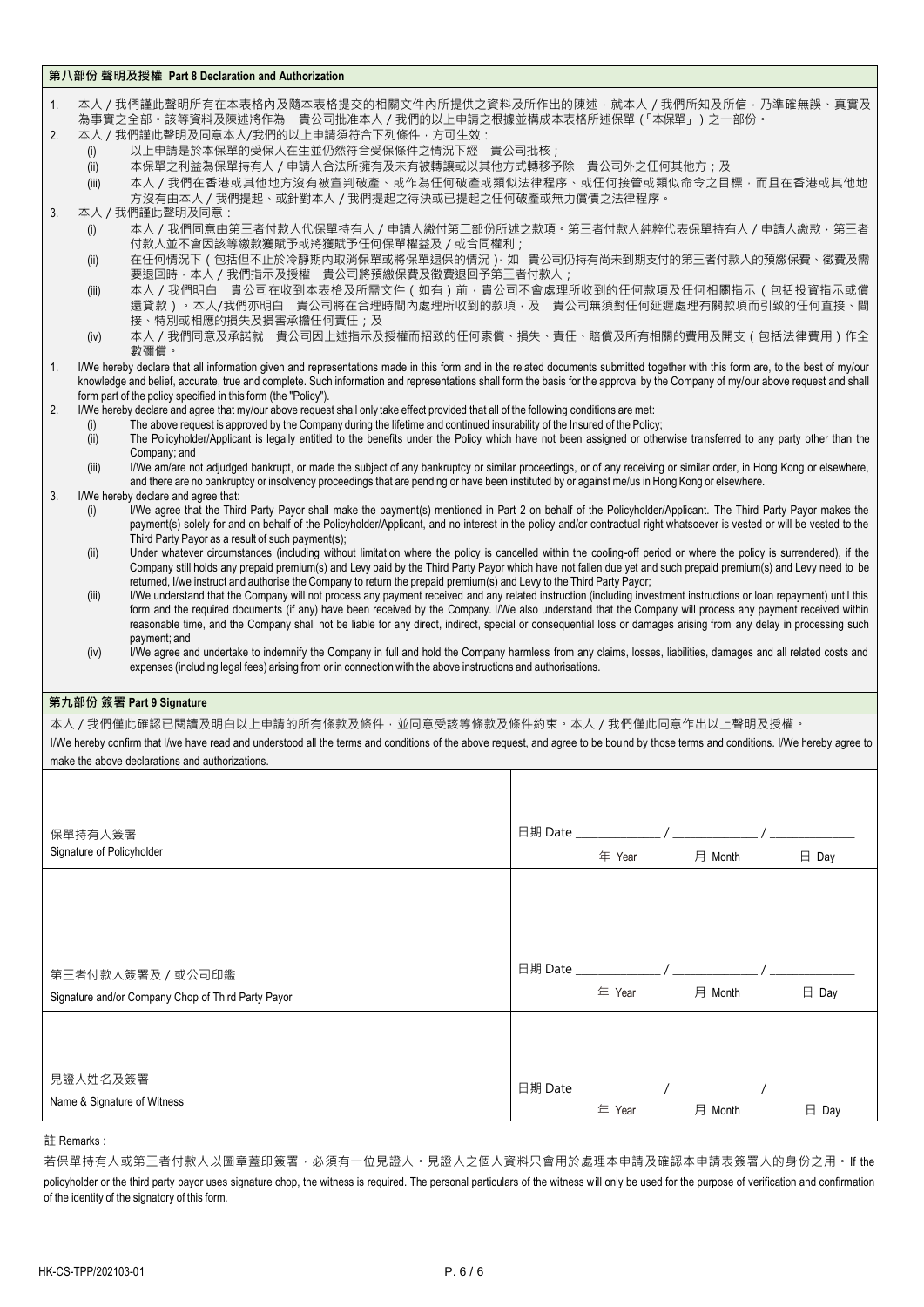## 第八部份 聲明及授權 Part 8 Declaration and Authorization

1. 本人 / 我們謹此聲明所有在本表格內及隨本表格提交的相關文件內所提供之資料及所作出的陳述，就本人 / 我們所知及所信，乃準確無誤、真實及為事實之全部。該等資料及陳述將作為 貴公司批准本人 / 我們的以上申請之根據並構成本表格所述保單 (「本保單」) 之一部份。
2. 本人 / 我們謹此聲明及同意本人/我們的以上申請須符合下列條件，方可生效：
   - (i) 以上申請是於本保單的受保人在生並仍然符合受保條件之情況下經 貴公司批核；
   - (ii) 本保單之利益為保單持有人 / 申請人合法所擁有及未有被轉讓或以其他方式轉移予除 貴公司外之任何其他方；及
   - (iii) 本人 / 我們在香港或其他地方沒有被宣判破產、或作為任何破產或類似法律程序、或任何接管或類似命令之目標，而且在香港或其他地方沒有由本人 / 我們提起、或針對本人 / 我們提起之待決或已提起之任何破產或無力償債之法律程序。
3. 本人 / 我們謹此聲明及同意：
   - (i) 本人 / 我們同意由第三者付款人代保單持有人 / 申請人繳付第二部份所述之款項。第三者付款人純粹代表保單持有人 / 申請人繳款，第三者付款人並不會因該等繳款獲賦予或將獲賦予任何保單權益及 / 或合同權利；
   - (ii) 在任何情況下 (包括但不止於冷靜期內取消保單或將保單退保的情況)，如 貴公司仍持有尚未到期支付的第三者付款人的預繳保費、徵費及需要退回時，本人 / 我們指示及授權 貴公司將預繳保費及徵費退回予第三者付款人；
   - (iii) 本人 / 我們明白 貴公司在收到本表格及所需文件 (如有) 前，貴公司不會處理所收到的任何款項及任何相關指示 (包括投資指示或償還貸款)。本人/我們亦明白 貴公司將在合理時間內處理所收到的款項，及 貴公司無須對任何延遲處理有關款項而引致的任何直接、間接、特別或相應的損失及損害承擔任何責任；及
   - (iv) 本人 / 我們同意及承諾就 貴公司因上述指示及授權而招致的任何索償、損失、責任、賠償及所有相關的費用及開支 (包括法律費用) 作全數彌償。

1. I/We hereby declare that all information given and representations made in this form and in the related documents submitted together with this form are, to the best of my/our knowledge and belief, accurate, true and complete. Such information and representations shall form the basis for the approval by the Company of my/our above request and shall form part of the policy specified in this form (the "Policy").
2. I/We hereby declare and agree that my/our above request shall only take effect provided that all of the following conditions are met:
   - (i) The above request is approved by the Company during the lifetime and continued insurability of the Insured of the Policy;
   - (ii) The Policyholder/Applicant is legally entitled to the benefits under the Policy which have not been assigned or otherwise transferred to any party other than the Company; and
   - (iii) I/We am/are not adjudged bankrupt, or made the subject of any bankruptcy or similar proceedings, or of any receiving or similar order, in Hong Kong or elsewhere, and there are no bankruptcy or insolvency proceedings that are pending or have been instituted by or against me/us in Hong Kong or elsewhere.
3. I/We hereby declare and agree that:
   - (i) I/We agree that the Third Party Payor shall make the payment(s) mentioned in Part 2 on behalf of the Policyholder/Applicant. The Third Party Payor makes the payment(s) solely for and on behalf of the Policyholder/Applicant, and no interest in the policy and/or contractual right whatsoever is vested or will be vested to the Third Party Payor as a result of such payment(s);
   - (ii) Under whatever circumstances (including without limitation where the policy is cancelled within the cooling-off period or where the policy is surrendered), if the Company still holds any prepaid premium(s) and Levy paid by the Third Party Payor which have not fallen due yet and such prepaid premium(s) and Levy need to be returned, I/we instruct and authorise the Company to return the prepaid premium(s) and Levy to the Third Party Payor;
   - (iii) I/We understand that the Company will not process any payment received and any related instruction (including investment instructions or loan repayment) until this form and the required documents (if any) have been received by the Company. I/We also understand that the Company will process any payment received within reasonable time, and the Company shall not be liable for any direct, indirect, special or consequential loss or damages arising from any delay in processing such payment; and
   - (iv) I/We agree and undertake to indemnify the Company in full and hold the Company harmless from any claims, losses, liabilities, damages and all related costs and expenses (including legal fees) arising from or in connection with the above instructions and authorisations.

## 第九部份 簽署 Part 9 Signature

本人 / 我們僅此確認已閱讀及明白以上申請的所有條款及條件，並同意受該等條款及條件約束。本人 / 我們僅此同意作出以上聲明及授權。

I/We hereby confirm that I/we have read and understood all the terms and conditions of the above request, and agree to be bound by those terms and conditions. I/We hereby agree to make the above declarations and authorizations.

| | |
|---|---|
| 保單持有人簽署<br>Signature of Policyholder | 日期 Date ______ / ______ / ______<br>年 Year 月 Month 日 Day |
| 第三者付款人簽署及 / 或公司印鑑<br>Signature and/or Company Chop of Third Party Payor | 日期 Date ______ / ______ / ______<br>年 Year 月 Month 日 Day |
| 見證人姓名及簽署<br>Name & Signature of Witness | 日期 Date ______ / ______ / ______<br>年 Year 月 Month 日 Day |

註 Remarks :

若保單持有人或第三者付款人以圖章蓋印簽署，必須有一位見證人。見證人之個人資料只會用於處理本申請及確認本申請表簽署人的身份之用。If the policyholder or the third party payor uses signature chop, the witness is required. The personal particulars of the witness will only be used for the purpose of verification and confirmation of the identity of the signatory of this form.

HK-CS-TPP/202103-01